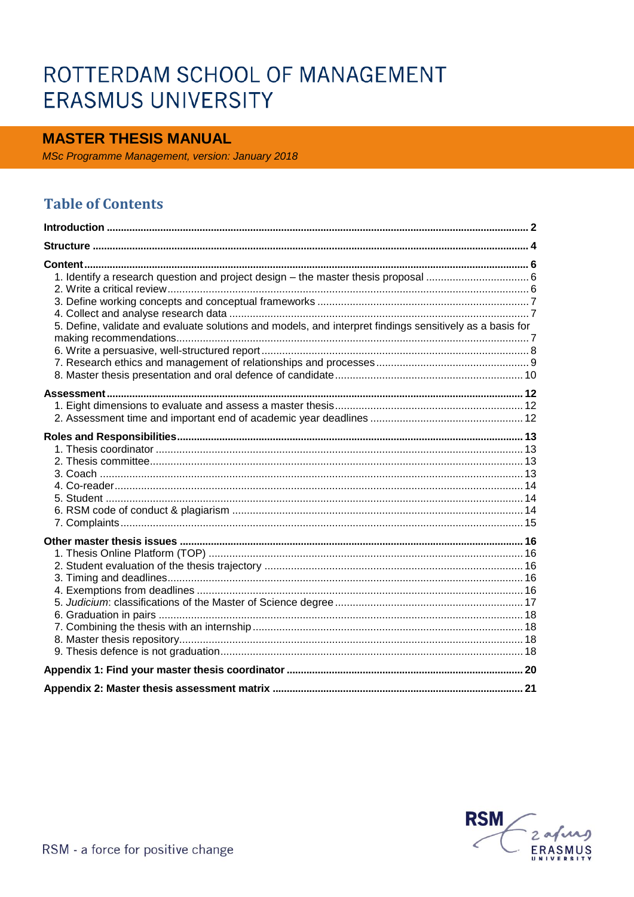# ROTTERDAM SCHOOL OF MANAGEMENT ERASMUS UNIVERSITY

## MASTER THESIS MANUAL

*MSc Programme Management, version: January 2018*

## Table of Contents

**Introduction** ..... 2

**Structure** ..... 4

**Content** ..... 6

1. Identify a research question and project design – the master thesis proposal ..... 6
2. Write a critical review ..... 6
3. Define working concepts and conceptual frameworks ..... 7
4. Collect and analyse research data ..... 7
5. Define, validate and evaluate solutions and models, and interpret findings sensitively as a basis for making recommendations ..... 7
6. Write a persuasive, well-structured report ..... 8
7. Research ethics and management of relationships and processes ..... 9
8. Master thesis presentation and oral defence of candidate ..... 10

**Assessment** ..... 12

1. Eight dimensions to evaluate and assess a master thesis ..... 12
2. Assessment time and important end of academic year deadlines ..... 12

**Roles and Responsibilities** ..... 13

1. Thesis coordinator ..... 13
2. Thesis committee ..... 13
3. Coach ..... 13
4. Co-reader ..... 14
5. Student ..... 14
6. RSM code of conduct & plagiarism ..... 14
7. Complaints ..... 15

**Other master thesis issues** ..... 16

1. Thesis Online Platform (TOP) ..... 16
2. Student evaluation of the thesis trajectory ..... 16
3. Timing and deadlines ..... 16
4. Exemptions from deadlines ..... 16
5. *Judicium*: classifications of the Master of Science degree ..... 17
6. Graduation in pairs ..... 18
7. Combining the thesis with an internship ..... 18
8. Master thesis repository ..... 18
9. Thesis defence is not graduation ..... 18

**Appendix 1: Find your master thesis coordinator** ..... 20

**Appendix 2: Master thesis assessment matrix** ..... 21

RSM - a force for positive change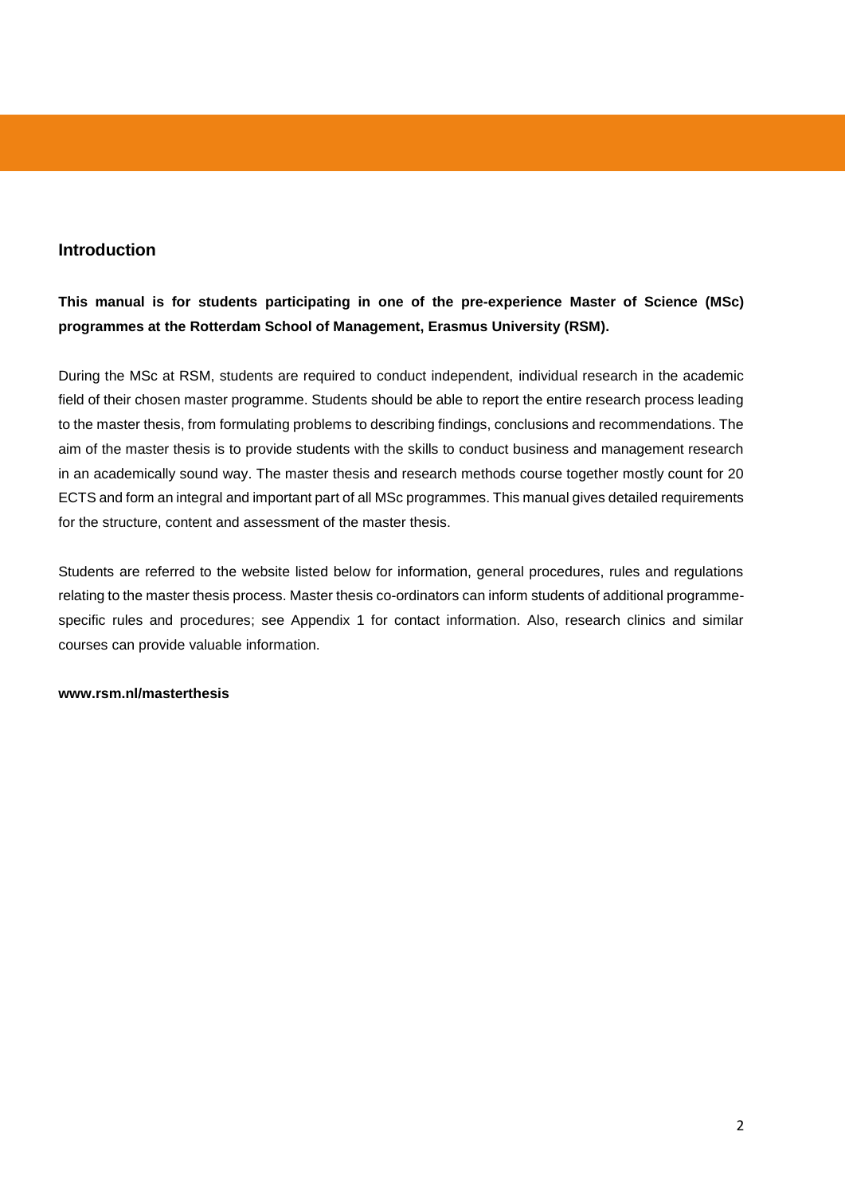## Introduction

**This manual is for students participating in one of the pre-experience Master of Science (MSc) programmes at the Rotterdam School of Management, Erasmus University (RSM).**

During the MSc at RSM, students are required to conduct independent, individual research in the academic field of their chosen master programme. Students should be able to report the entire research process leading to the master thesis, from formulating problems to describing findings, conclusions and recommendations. The aim of the master thesis is to provide students with the skills to conduct business and management research in an academically sound way. The master thesis and research methods course together mostly count for 20 ECTS and form an integral and important part of all MSc programmes. This manual gives detailed requirements for the structure, content and assessment of the master thesis.

Students are referred to the website listed below for information, general procedures, rules and regulations relating to the master thesis process. Master thesis co-ordinators can inform students of additional programme-specific rules and procedures; see Appendix 1 for contact information. Also, research clinics and similar courses can provide valuable information.

**www.rsm.nl/masterthesis**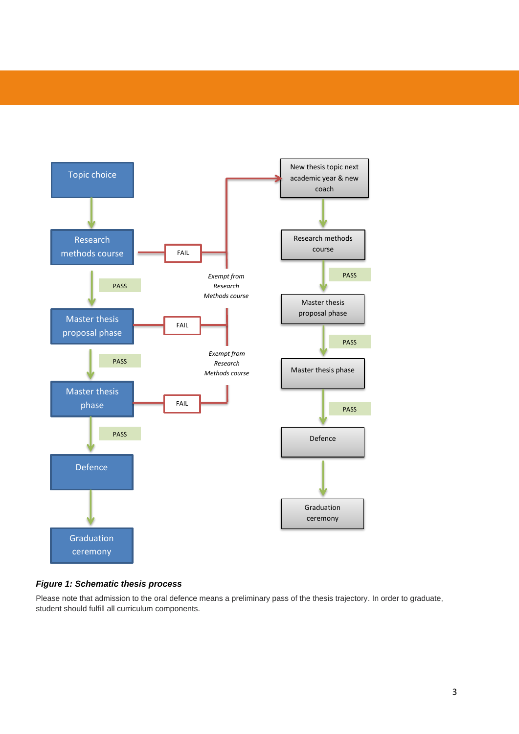Topic choice

Research methods course

FAIL

PASS

Master thesis proposal phase

FAIL

PASS

Master thesis phase

FAIL

PASS

Defence

Graduation ceremony

*Exempt from Research Methods course*

*Exempt from Research Methods course*

New thesis topic next academic year & new coach

Research methods course

PASS

Master thesis proposal phase

PASS

Master thesis phase

PASS

Defence

Graduation ceremony

***Figure 1: Schematic thesis process***

Please note that admission to the oral defence means a preliminary pass of the thesis trajectory. In order to graduate, student should fulfill all curriculum components.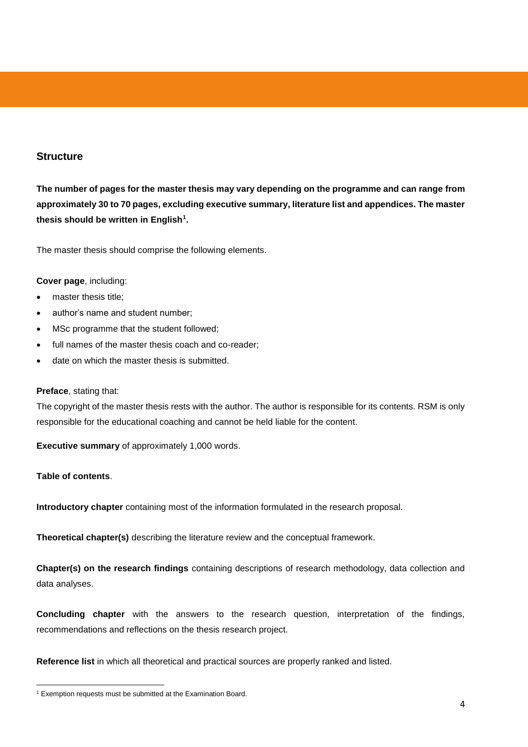## Structure

**The number of pages for the master thesis may vary depending on the programme and can range from approximately 30 to 70 pages, excluding executive summary, literature list and appendices. The master thesis should be written in English[1].**

The master thesis should comprise the following elements.

**Cover page**, including:

- master thesis title;
- author's name and student number;
- MSc programme that the student followed;
- full names of the master thesis coach and co-reader;
- date on which the master thesis is submitted.

**Preface**, stating that:
The copyright of the master thesis rests with the author. The author is responsible for its contents. RSM is only responsible for the educational coaching and cannot be held liable for the content.

**Executive summary** of approximately 1,000 words.

**Table of contents**.

**Introductory chapter** containing most of the information formulated in the research proposal.

**Theoretical chapter(s)** describing the literature review and the conceptual framework.

**Chapter(s) on the research findings** containing descriptions of research methodology, data collection and data analyses.

**Concluding chapter** with the answers to the research question, interpretation of the findings, recommendations and reflections on the thesis research project.

**Reference list** in which all theoretical and practical sources are properly ranked and listed.

[1] Exemption requests must be submitted at the Examination Board.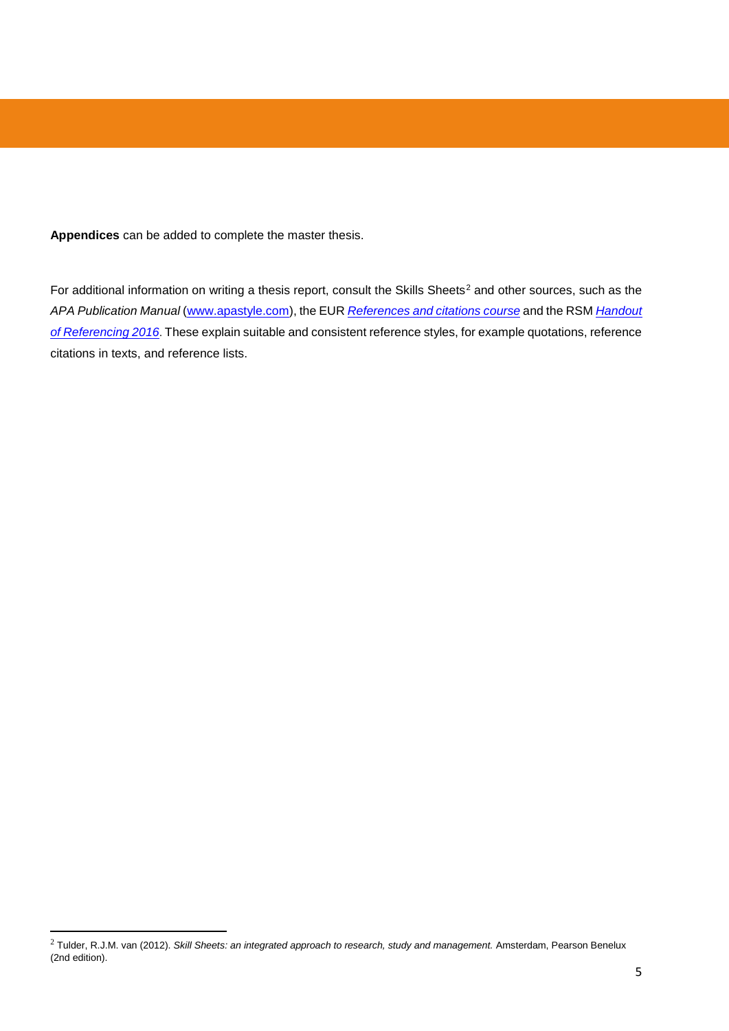**Appendices** can be added to complete the master thesis.

For additional information on writing a thesis report, consult the Skills Sheets[2] and other sources, such as the *APA Publication Manual* (www.apastyle.com), the EUR *References and citations course* and the RSM *Handout of Referencing 2016*. These explain suitable and consistent reference styles, for example quotations, reference citations in texts, and reference lists.

[2] Tulder, R.J.M. van (2012). *Skill Sheets: an integrated approach to research, study and management.* Amsterdam, Pearson Benelux (2nd edition).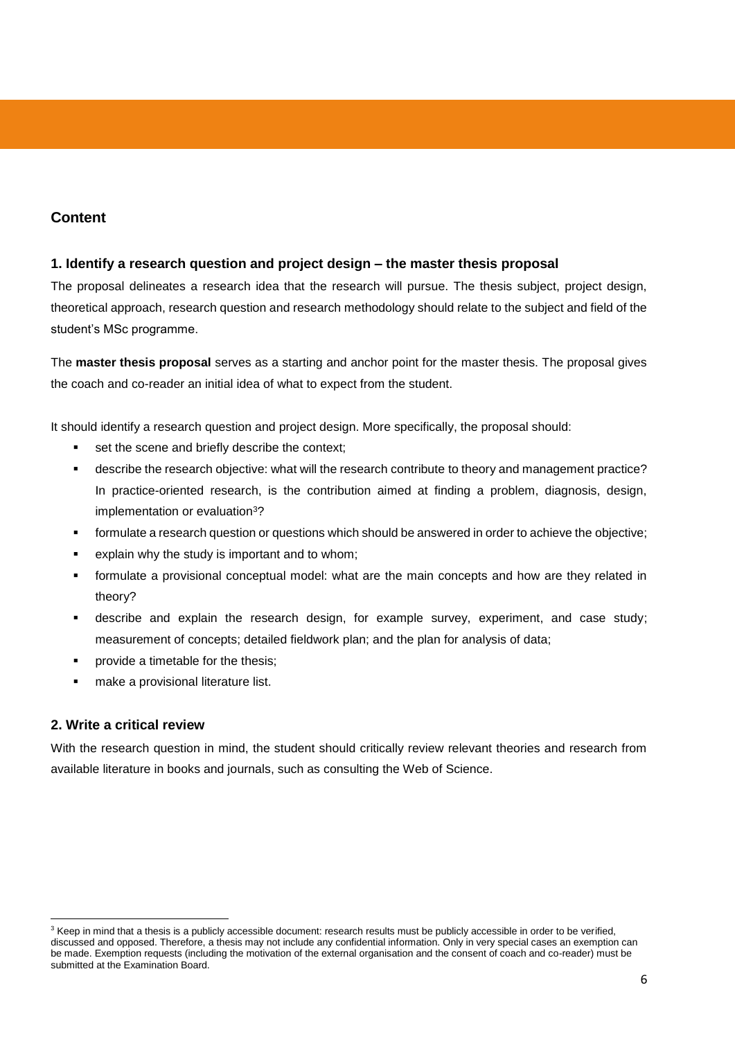## Content

### 1. Identify a research question and project design – the master thesis proposal

The proposal delineates a research idea that the research will pursue. The thesis subject, project design, theoretical approach, research question and research methodology should relate to the subject and field of the student's MSc programme.

The **master thesis proposal** serves as a starting and anchor point for the master thesis. The proposal gives the coach and co-reader an initial idea of what to expect from the student.

It should identify a research question and project design. More specifically, the proposal should:

- set the scene and briefly describe the context;
- describe the research objective: what will the research contribute to theory and management practice? In practice-oriented research, is the contribution aimed at finding a problem, diagnosis, design, implementation or evaluation[3]?
- formulate a research question or questions which should be answered in order to achieve the objective;
- explain why the study is important and to whom;
- formulate a provisional conceptual model: what are the main concepts and how are they related in theory?
- describe and explain the research design, for example survey, experiment, and case study; measurement of concepts; detailed fieldwork plan; and the plan for analysis of data;
- provide a timetable for the thesis;
- make a provisional literature list.

### 2. Write a critical review

With the research question in mind, the student should critically review relevant theories and research from available literature in books and journals, such as consulting the Web of Science.

[3] Keep in mind that a thesis is a publicly accessible document: research results must be publicly accessible in order to be verified, discussed and opposed. Therefore, a thesis may not include any confidential information. Only in very special cases an exemption can be made. Exemption requests (including the motivation of the external organisation and the consent of coach and co-reader) must be submitted at the Examination Board.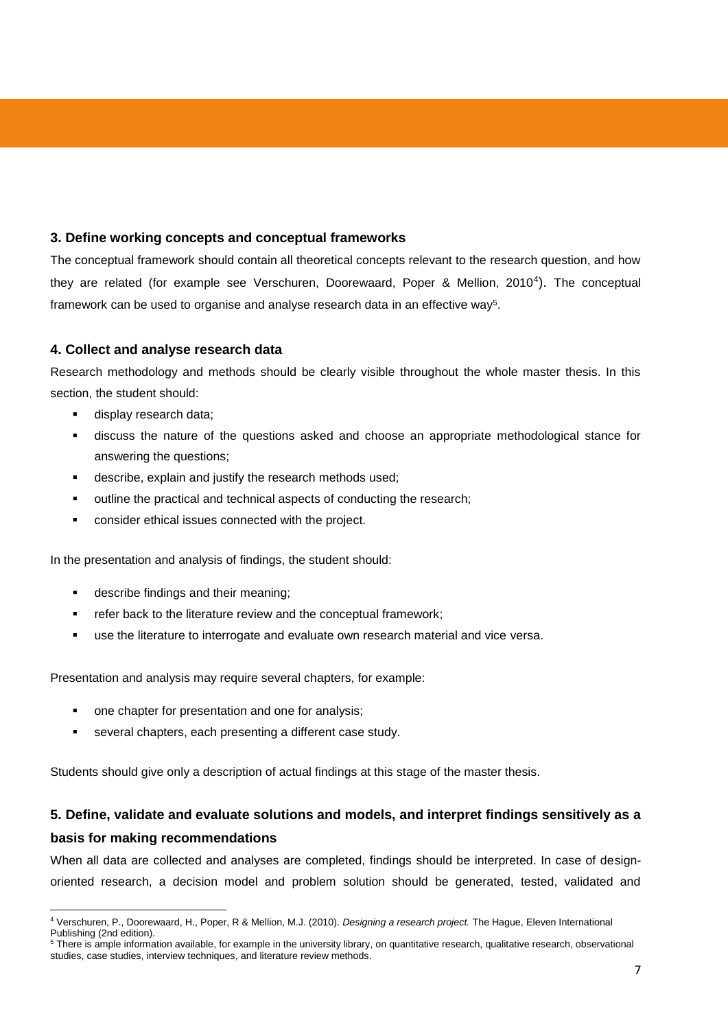### 3. Define working concepts and conceptual frameworks

The conceptual framework should contain all theoretical concepts relevant to the research question, and how they are related (for example see Verschuren, Doorewaard, Poper & Mellion, 2010[4]). The conceptual framework can be used to organise and analyse research data in an effective way[5].

### 4. Collect and analyse research data

Research methodology and methods should be clearly visible throughout the whole master thesis. In this section, the student should:

- display research data;
- discuss the nature of the questions asked and choose an appropriate methodological stance for answering the questions;
- describe, explain and justify the research methods used;
- outline the practical and technical aspects of conducting the research;
- consider ethical issues connected with the project.

In the presentation and analysis of findings, the student should:

- describe findings and their meaning;
- refer back to the literature review and the conceptual framework;
- use the literature to interrogate and evaluate own research material and vice versa.

Presentation and analysis may require several chapters, for example:

- one chapter for presentation and one for analysis;
- several chapters, each presenting a different case study.

Students should give only a description of actual findings at this stage of the master thesis.

### 5. Define, validate and evaluate solutions and models, and interpret findings sensitively as a basis for making recommendations

When all data are collected and analyses are completed, findings should be interpreted. In case of design-oriented research, a decision model and problem solution should be generated, tested, validated and

---

[4] Verschuren, P., Doorewaard, H., Poper, R & Mellion, M.J. (2010). *Designing a research project.* The Hague, Eleven International Publishing (2nd edition).

[5] There is ample information available, for example in the university library, on quantitative research, qualitative research, observational studies, case studies, interview techniques, and literature review methods.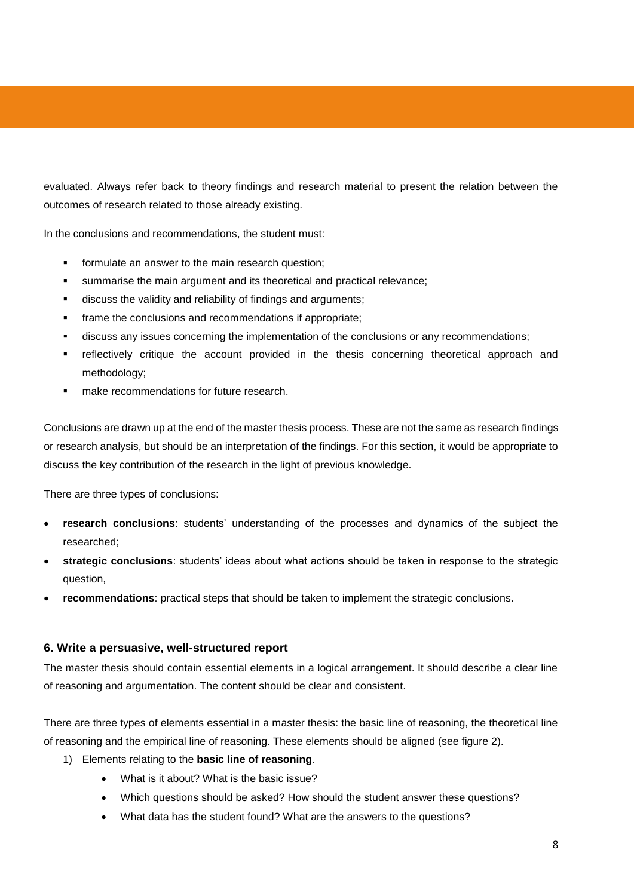evaluated. Always refer back to theory findings and research material to present the relation between the outcomes of research related to those already existing.

In the conclusions and recommendations, the student must:

- formulate an answer to the main research question;
- summarise the main argument and its theoretical and practical relevance;
- discuss the validity and reliability of findings and arguments;
- frame the conclusions and recommendations if appropriate;
- discuss any issues concerning the implementation of the conclusions or any recommendations;
- reflectively critique the account provided in the thesis concerning theoretical approach and methodology;
- make recommendations for future research.

Conclusions are drawn up at the end of the master thesis process. These are not the same as research findings or research analysis, but should be an interpretation of the findings. For this section, it would be appropriate to discuss the key contribution of the research in the light of previous knowledge.

There are three types of conclusions:

- **research conclusions**: students' understanding of the processes and dynamics of the subject the researched;
- **strategic conclusions**: students' ideas about what actions should be taken in response to the strategic question,
- **recommendations**: practical steps that should be taken to implement the strategic conclusions.

### 6. Write a persuasive, well-structured report

The master thesis should contain essential elements in a logical arrangement. It should describe a clear line of reasoning and argumentation. The content should be clear and consistent.

There are three types of elements essential in a master thesis: the basic line of reasoning, the theoretical line of reasoning and the empirical line of reasoning. These elements should be aligned (see figure 2).

1) Elements relating to the **basic line of reasoning**.
   - What is it about? What is the basic issue?
   - Which questions should be asked? How should the student answer these questions?
   - What data has the student found? What are the answers to the questions?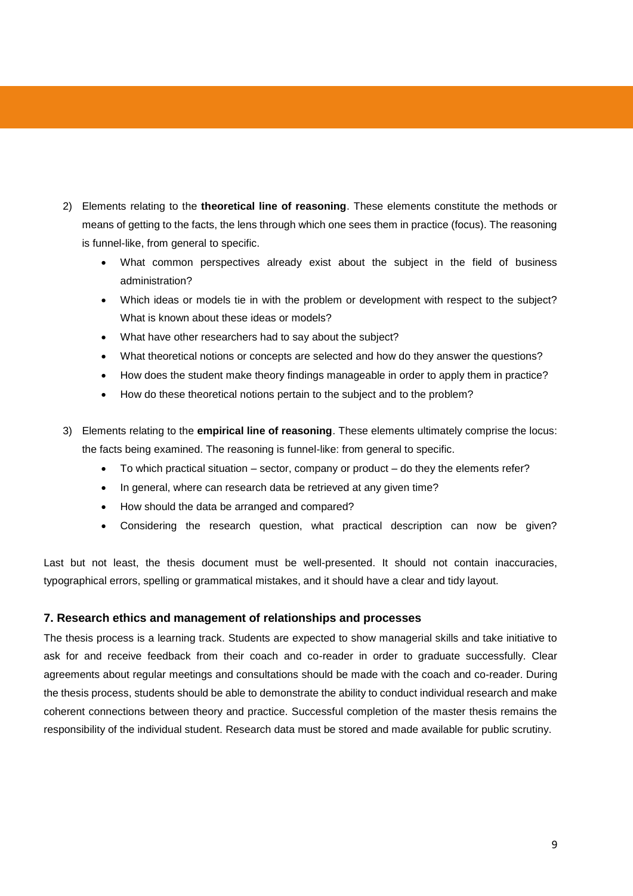2) Elements relating to the **theoretical line of reasoning**. These elements constitute the methods or means of getting to the facts, the lens through which one sees them in practice (focus). The reasoning is funnel-like, from general to specific.
    - What common perspectives already exist about the subject in the field of business administration?
    - Which ideas or models tie in with the problem or development with respect to the subject? What is known about these ideas or models?
    - What have other researchers had to say about the subject?
    - What theoretical notions or concepts are selected and how do they answer the questions?
    - How does the student make theory findings manageable in order to apply them in practice?
    - How do these theoretical notions pertain to the subject and to the problem?

3) Elements relating to the **empirical line of reasoning**. These elements ultimately comprise the locus: the facts being examined. The reasoning is funnel-like: from general to specific.
    - To which practical situation – sector, company or product – do they the elements refer?
    - In general, where can research data be retrieved at any given time?
    - How should the data be arranged and compared?
    - Considering the research question, what practical description can now be given?

Last but not least, the thesis document must be well-presented. It should not contain inaccuracies, typographical errors, spelling or grammatical mistakes, and it should have a clear and tidy layout.

### 7. Research ethics and management of relationships and processes

The thesis process is a learning track. Students are expected to show managerial skills and take initiative to ask for and receive feedback from their coach and co-reader in order to graduate successfully. Clear agreements about regular meetings and consultations should be made with the coach and co-reader. During the thesis process, students should be able to demonstrate the ability to conduct individual research and make coherent connections between theory and practice. Successful completion of the master thesis remains the responsibility of the individual student. Research data must be stored and made available for public scrutiny.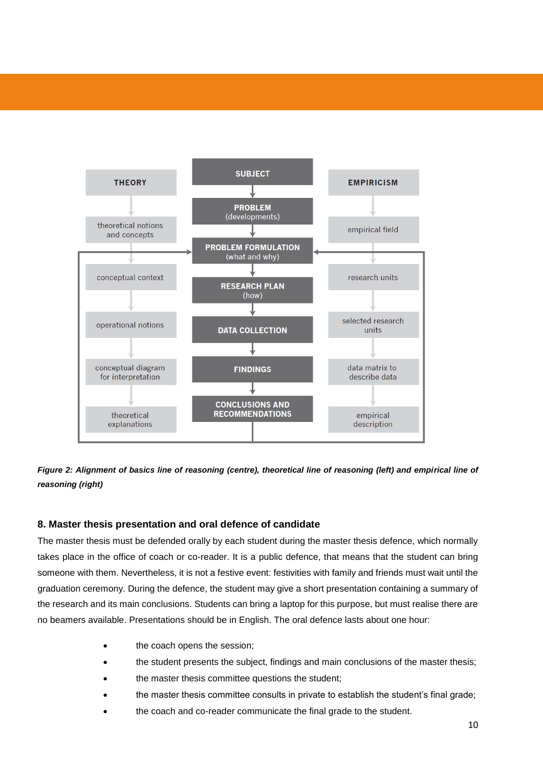THEORY

theoretical notions and concepts

conceptual context

operational notions

conceptual diagram for interpretation

theoretical explanations

SUBJECT

PROBLEM (developments)

PROBLEM FORMULATION (what and why)

RESEARCH PLAN (how)

DATA COLLECTION

FINDINGS

CONCLUSIONS AND RECOMMENDATIONS

EMPIRICISM

empirical field

research units

selected research units

data matrix to describe data

empirical description

***Figure 2: Alignment of basics line of reasoning (centre), theoretical line of reasoning (left) and empirical line of reasoning (right)***

## 8. Master thesis presentation and oral defence of candidate

The master thesis must be defended orally by each student during the master thesis defence, which normally takes place in the office of coach or co-reader. It is a public defence, that means that the student can bring someone with them. Nevertheless, it is not a festive event: festivities with family and friends must wait until the graduation ceremony. During the defence, the student may give a short presentation containing a summary of the research and its main conclusions. Students can bring a laptop for this purpose, but must realise there are no beamers available. Presentations should be in English. The oral defence lasts about one hour:

- the coach opens the session;
- the student presents the subject, findings and main conclusions of the master thesis;
- the master thesis committee questions the student;
- the master thesis committee consults in private to establish the student's final grade;
- the coach and co-reader communicate the final grade to the student.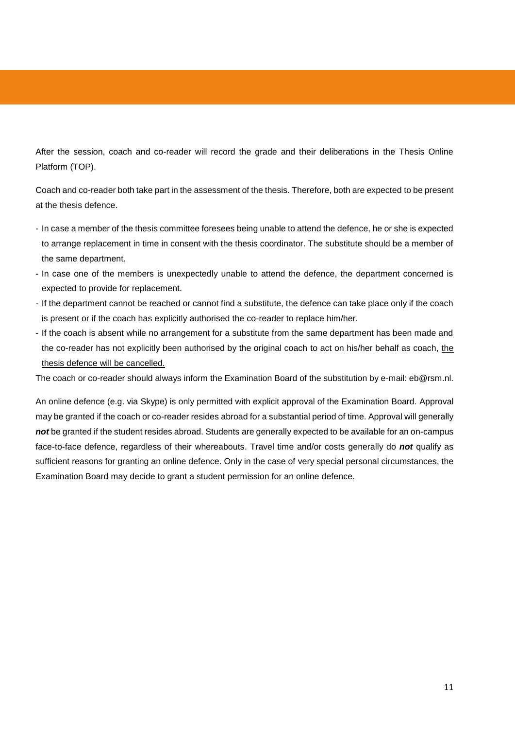After the session, coach and co-reader will record the grade and their deliberations in the Thesis Online Platform (TOP).

Coach and co-reader both take part in the assessment of the thesis. Therefore, both are expected to be present at the thesis defence.

- In case a member of the thesis committee foresees being unable to attend the defence, he or she is expected to arrange replacement in time in consent with the thesis coordinator. The substitute should be a member of the same department.
- In case one of the members is unexpectedly unable to attend the defence, the department concerned is expected to provide for replacement.
- If the department cannot be reached or cannot find a substitute, the defence can take place only if the coach is present or if the coach has explicitly authorised the co-reader to replace him/her.
- If the coach is absent while no arrangement for a substitute from the same department has been made and the co-reader has not explicitly been authorised by the original coach to act on his/her behalf as coach, <u>the thesis defence will be cancelled.</u>

The coach or co-reader should always inform the Examination Board of the substitution by e-mail: eb@rsm.nl.

An online defence (e.g. via Skype) is only permitted with explicit approval of the Examination Board. Approval may be granted if the coach or co-reader resides abroad for a substantial period of time. Approval will generally ***not*** be granted if the student resides abroad. Students are generally expected to be available for an on-campus face-to-face defence, regardless of their whereabouts. Travel time and/or costs generally do ***not*** qualify as sufficient reasons for granting an online defence. Only in the case of very special personal circumstances, the Examination Board may decide to grant a student permission for an online defence.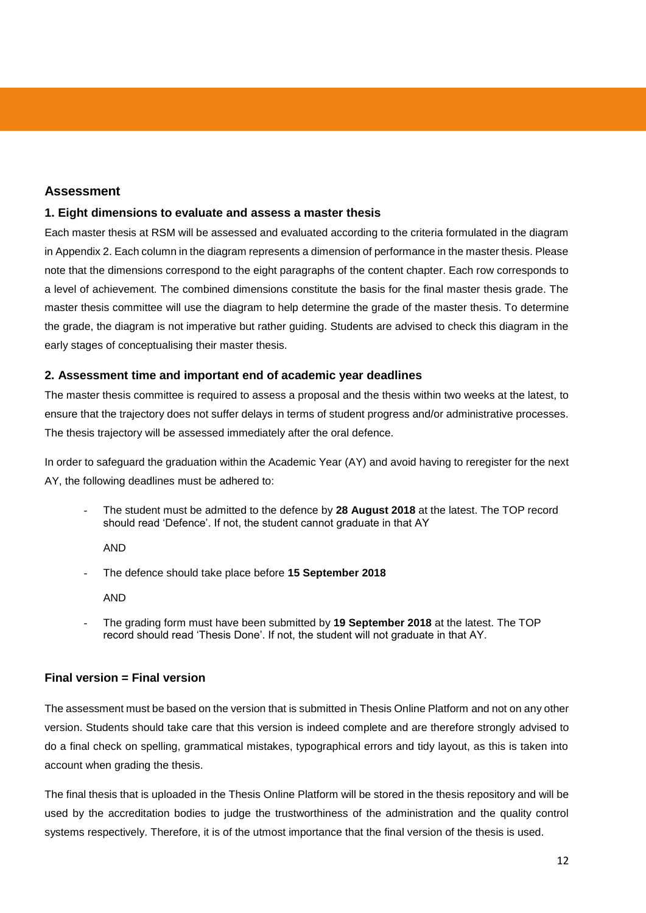## Assessment

### 1. Eight dimensions to evaluate and assess a master thesis

Each master thesis at RSM will be assessed and evaluated according to the criteria formulated in the diagram in Appendix 2. Each column in the diagram represents a dimension of performance in the master thesis. Please note that the dimensions correspond to the eight paragraphs of the content chapter. Each row corresponds to a level of achievement. The combined dimensions constitute the basis for the final master thesis grade. The master thesis committee will use the diagram to help determine the grade of the master thesis. To determine the grade, the diagram is not imperative but rather guiding. Students are advised to check this diagram in the early stages of conceptualising their master thesis.

### 2. Assessment time and important end of academic year deadlines

The master thesis committee is required to assess a proposal and the thesis within two weeks at the latest, to ensure that the trajectory does not suffer delays in terms of student progress and/or administrative processes. The thesis trajectory will be assessed immediately after the oral defence.

In order to safeguard the graduation within the Academic Year (AY) and avoid having to reregister for the next AY, the following deadlines must be adhered to:

- The student must be admitted to the defence by **28 August 2018** at the latest. The TOP record should read 'Defence'. If not, the student cannot graduate in that AY

  AND

- The defence should take place before **15 September 2018**

  AND

- The grading form must have been submitted by **19 September 2018** at the latest. The TOP record should read 'Thesis Done'. If not, the student will not graduate in that AY.

### Final version = Final version

The assessment must be based on the version that is submitted in Thesis Online Platform and not on any other version. Students should take care that this version is indeed complete and are therefore strongly advised to do a final check on spelling, grammatical mistakes, typographical errors and tidy layout, as this is taken into account when grading the thesis.

The final thesis that is uploaded in the Thesis Online Platform will be stored in the thesis repository and will be used by the accreditation bodies to judge the trustworthiness of the administration and the quality control systems respectively. Therefore, it is of the utmost importance that the final version of the thesis is used.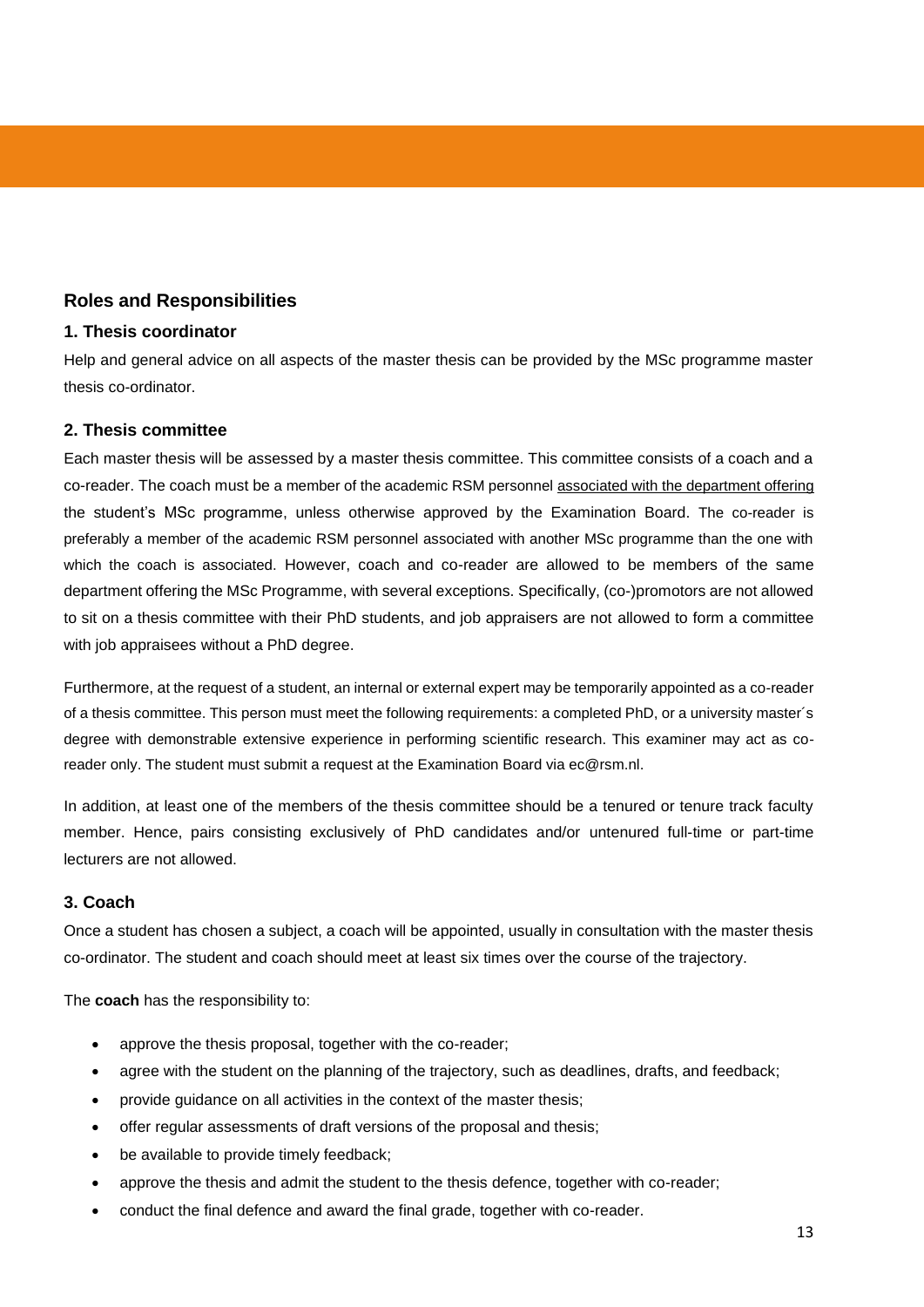## Roles and Responsibilities

### 1. Thesis coordinator

Help and general advice on all aspects of the master thesis can be provided by the MSc programme master thesis co-ordinator.

### 2. Thesis committee

Each master thesis will be assessed by a master thesis committee. This committee consists of a coach and a co-reader. The coach must be a member of the academic RSM personnel associated with the department offering the student's MSc programme, unless otherwise approved by the Examination Board. The co-reader is preferably a member of the academic RSM personnel associated with another MSc programme than the one with which the coach is associated. However, coach and co-reader are allowed to be members of the same department offering the MSc Programme, with several exceptions. Specifically, (co-)promotors are not allowed to sit on a thesis committee with their PhD students, and job appraisers are not allowed to form a committee with job appraisees without a PhD degree.

Furthermore, at the request of a student, an internal or external expert may be temporarily appointed as a co-reader of a thesis committee. This person must meet the following requirements: a completed PhD, or a university master´s degree with demonstrable extensive experience in performing scientific research. This examiner may act as co-reader only. The student must submit a request at the Examination Board via ec@rsm.nl.

In addition, at least one of the members of the thesis committee should be a tenured or tenure track faculty member. Hence, pairs consisting exclusively of PhD candidates and/or untenured full-time or part-time lecturers are not allowed.

### 3. Coach

Once a student has chosen a subject, a coach will be appointed, usually in consultation with the master thesis co-ordinator. The student and coach should meet at least six times over the course of the trajectory.

The **coach** has the responsibility to:

- approve the thesis proposal, together with the co-reader;
- agree with the student on the planning of the trajectory, such as deadlines, drafts, and feedback;
- provide guidance on all activities in the context of the master thesis;
- offer regular assessments of draft versions of the proposal and thesis;
- be available to provide timely feedback;
- approve the thesis and admit the student to the thesis defence, together with co-reader;
- conduct the final defence and award the final grade, together with co-reader.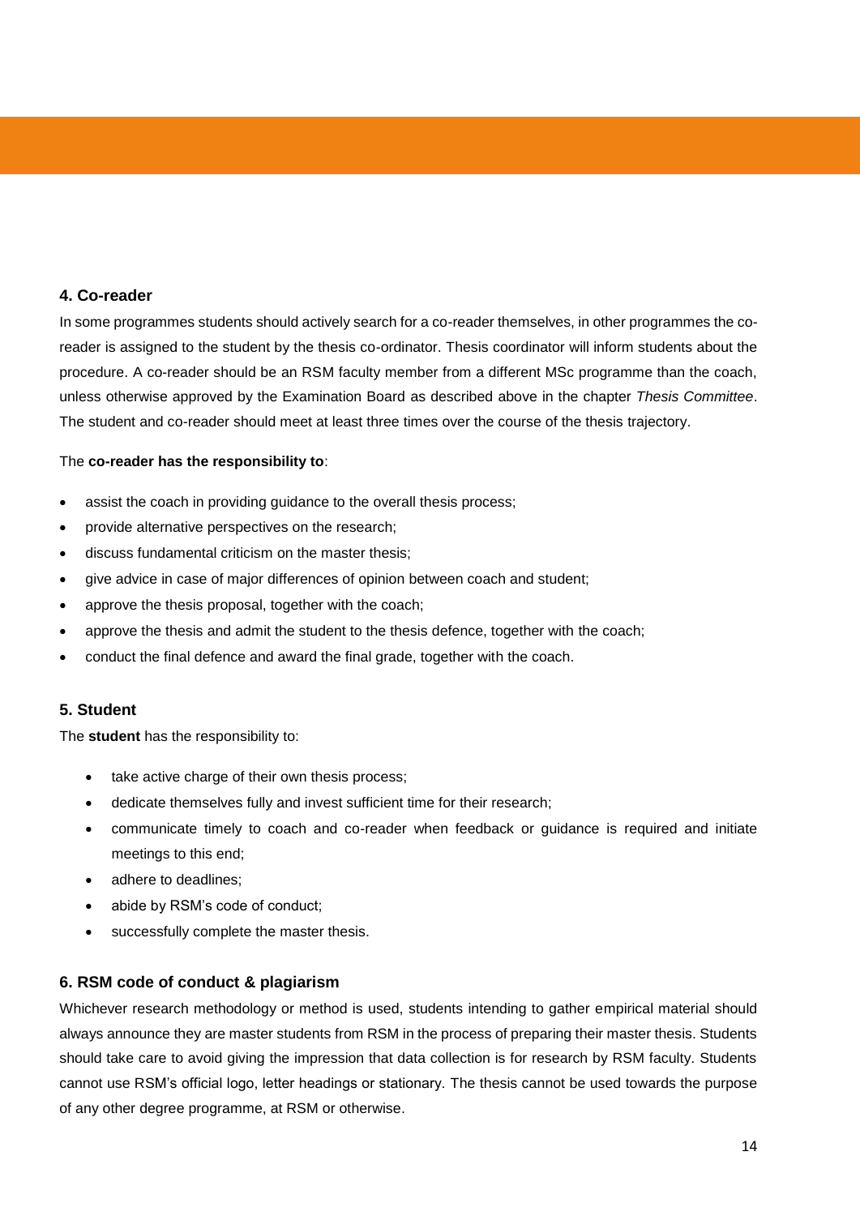### 4. Co-reader

In some programmes students should actively search for a co-reader themselves, in other programmes the co-reader is assigned to the student by the thesis co-ordinator. Thesis coordinator will inform students about the procedure. A co-reader should be an RSM faculty member from a different MSc programme than the coach, unless otherwise approved by the Examination Board as described above in the chapter *Thesis Committee*. The student and co-reader should meet at least three times over the course of the thesis trajectory.

The **co-reader has the responsibility to**:

- assist the coach in providing guidance to the overall thesis process;
- provide alternative perspectives on the research;
- discuss fundamental criticism on the master thesis;
- give advice in case of major differences of opinion between coach and student;
- approve the thesis proposal, together with the coach;
- approve the thesis and admit the student to the thesis defence, together with the coach;
- conduct the final defence and award the final grade, together with the coach.

### 5. Student

The **student** has the responsibility to:

- take active charge of their own thesis process;
- dedicate themselves fully and invest sufficient time for their research;
- communicate timely to coach and co-reader when feedback or guidance is required and initiate meetings to this end;
- adhere to deadlines;
- abide by RSM's code of conduct;
- successfully complete the master thesis.

### 6. RSM code of conduct & plagiarism

Whichever research methodology or method is used, students intending to gather empirical material should always announce they are master students from RSM in the process of preparing their master thesis. Students should take care to avoid giving the impression that data collection is for research by RSM faculty. Students cannot use RSM's official logo, letter headings or stationary. The thesis cannot be used towards the purpose of any other degree programme, at RSM or otherwise.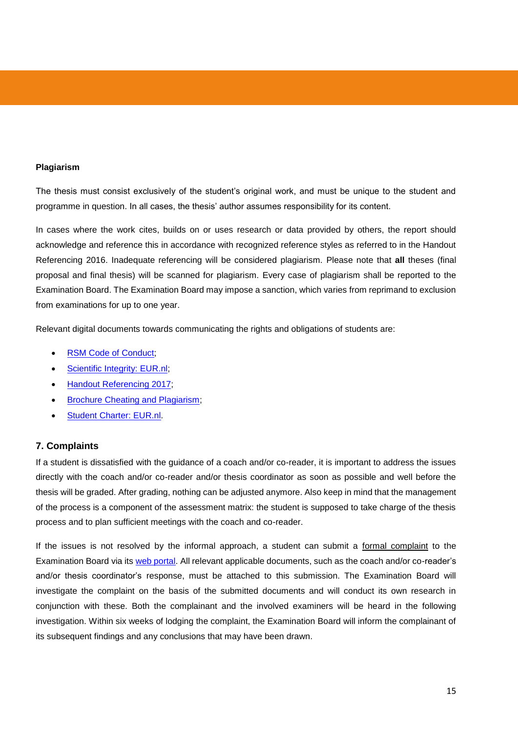**Plagiarism**

The thesis must consist exclusively of the student's original work, and must be unique to the student and programme in question. In all cases, the thesis' author assumes responsibility for its content.

In cases where the work cites, builds on or uses research or data provided by others, the report should acknowledge and reference this in accordance with recognized reference styles as referred to in the Handout Referencing 2016. Inadequate referencing will be considered plagiarism. Please note that **all** theses (final proposal and final thesis) will be scanned for plagiarism. Every case of plagiarism shall be reported to the Examination Board. The Examination Board may impose a sanction, which varies from reprimand to exclusion from examinations for up to one year.

Relevant digital documents towards communicating the rights and obligations of students are:

- RSM Code of Conduct;
- Scientific Integrity: EUR.nl;
- Handout Referencing 2017;
- Brochure Cheating and Plagiarism;
- Student Charter: EUR.nl.

## 7. Complaints

If a student is dissatisfied with the guidance of a coach and/or co-reader, it is important to address the issues directly with the coach and/or co-reader and/or thesis coordinator as soon as possible and well before the thesis will be graded. After grading, nothing can be adjusted anymore. Also keep in mind that the management of the process is a component of the assessment matrix: the student is supposed to take charge of the thesis process and to plan sufficient meetings with the coach and co-reader.

If the issues is not resolved by the informal approach, a student can submit a formal complaint to the Examination Board via its web portal. All relevant applicable documents, such as the coach and/or co-reader's and/or thesis coordinator's response, must be attached to this submission. The Examination Board will investigate the complaint on the basis of the submitted documents and will conduct its own research in conjunction with these. Both the complainant and the involved examiners will be heard in the following investigation. Within six weeks of lodging the complaint, the Examination Board will inform the complainant of its subsequent findings and any conclusions that may have been drawn.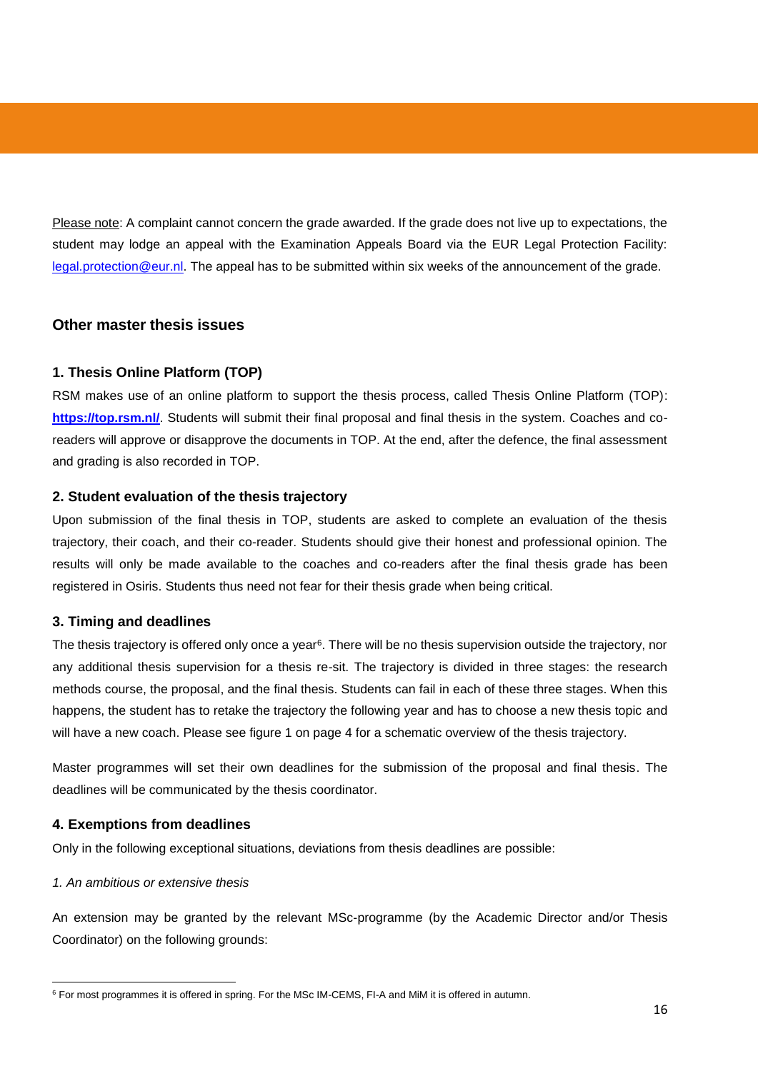Please note: A complaint cannot concern the grade awarded. If the grade does not live up to expectations, the student may lodge an appeal with the Examination Appeals Board via the EUR Legal Protection Facility: legal.protection@eur.nl. The appeal has to be submitted within six weeks of the announcement of the grade.

## Other master thesis issues

### 1. Thesis Online Platform (TOP)

RSM makes use of an online platform to support the thesis process, called Thesis Online Platform (TOP): **https://top.rsm.nl/**. Students will submit their final proposal and final thesis in the system. Coaches and co-readers will approve or disapprove the documents in TOP. At the end, after the defence, the final assessment and grading is also recorded in TOP.

### 2. Student evaluation of the thesis trajectory

Upon submission of the final thesis in TOP, students are asked to complete an evaluation of the thesis trajectory, their coach, and their co-reader. Students should give their honest and professional opinion. The results will only be made available to the coaches and co-readers after the final thesis grade has been registered in Osiris. Students thus need not fear for their thesis grade when being critical.

### 3. Timing and deadlines

The thesis trajectory is offered only once a year[6]. There will be no thesis supervision outside the trajectory, nor any additional thesis supervision for a thesis re-sit. The trajectory is divided in three stages: the research methods course, the proposal, and the final thesis. Students can fail in each of these three stages. When this happens, the student has to retake the trajectory the following year and has to choose a new thesis topic and will have a new coach. Please see figure 1 on page 4 for a schematic overview of the thesis trajectory.

Master programmes will set their own deadlines for the submission of the proposal and final thesis. The deadlines will be communicated by the thesis coordinator.

### 4. Exemptions from deadlines

Only in the following exceptional situations, deviations from thesis deadlines are possible:

*1. An ambitious or extensive thesis*

An extension may be granted by the relevant MSc-programme (by the Academic Director and/or Thesis Coordinator) on the following grounds:

[6] For most programmes it is offered in spring. For the MSc IM-CEMS, FI-A and MiM it is offered in autumn.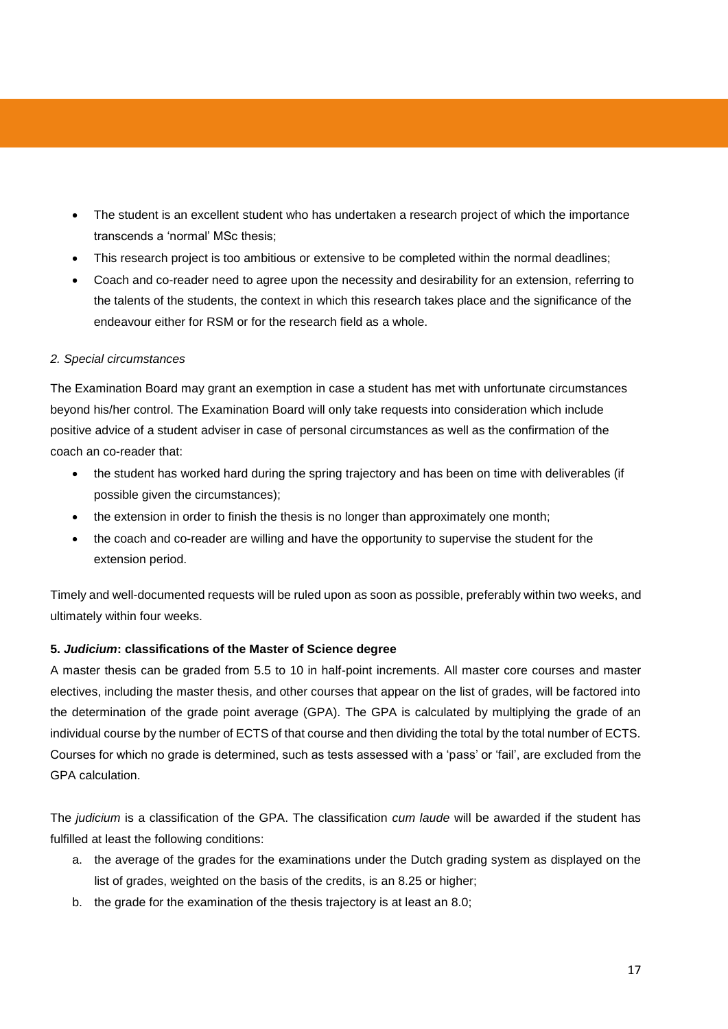- The student is an excellent student who has undertaken a research project of which the importance transcends a 'normal' MSc thesis;
- This research project is too ambitious or extensive to be completed within the normal deadlines;
- Coach and co-reader need to agree upon the necessity and desirability for an extension, referring to the talents of the students, the context in which this research takes place and the significance of the endeavour either for RSM or for the research field as a whole.

*2. Special circumstances*

The Examination Board may grant an exemption in case a student has met with unfortunate circumstances beyond his/her control. The Examination Board will only take requests into consideration which include positive advice of a student adviser in case of personal circumstances as well as the confirmation of the coach an co-reader that:

- the student has worked hard during the spring trajectory and has been on time with deliverables (if possible given the circumstances);
- the extension in order to finish the thesis is no longer than approximately one month;
- the coach and co-reader are willing and have the opportunity to supervise the student for the extension period.

Timely and well-documented requests will be ruled upon as soon as possible, preferably within two weeks, and ultimately within four weeks.

**5. *Judicium*: classifications of the Master of Science degree**

A master thesis can be graded from 5.5 to 10 in half-point increments. All master core courses and master electives, including the master thesis, and other courses that appear on the list of grades, will be factored into the determination of the grade point average (GPA). The GPA is calculated by multiplying the grade of an individual course by the number of ECTS of that course and then dividing the total by the total number of ECTS. Courses for which no grade is determined, such as tests assessed with a 'pass' or 'fail', are excluded from the GPA calculation.

The *judicium* is a classification of the GPA. The classification *cum laude* will be awarded if the student has fulfilled at least the following conditions:

a. the average of the grades for the examinations under the Dutch grading system as displayed on the list of grades, weighted on the basis of the credits, is an 8.25 or higher;
b. the grade for the examination of the thesis trajectory is at least an 8.0;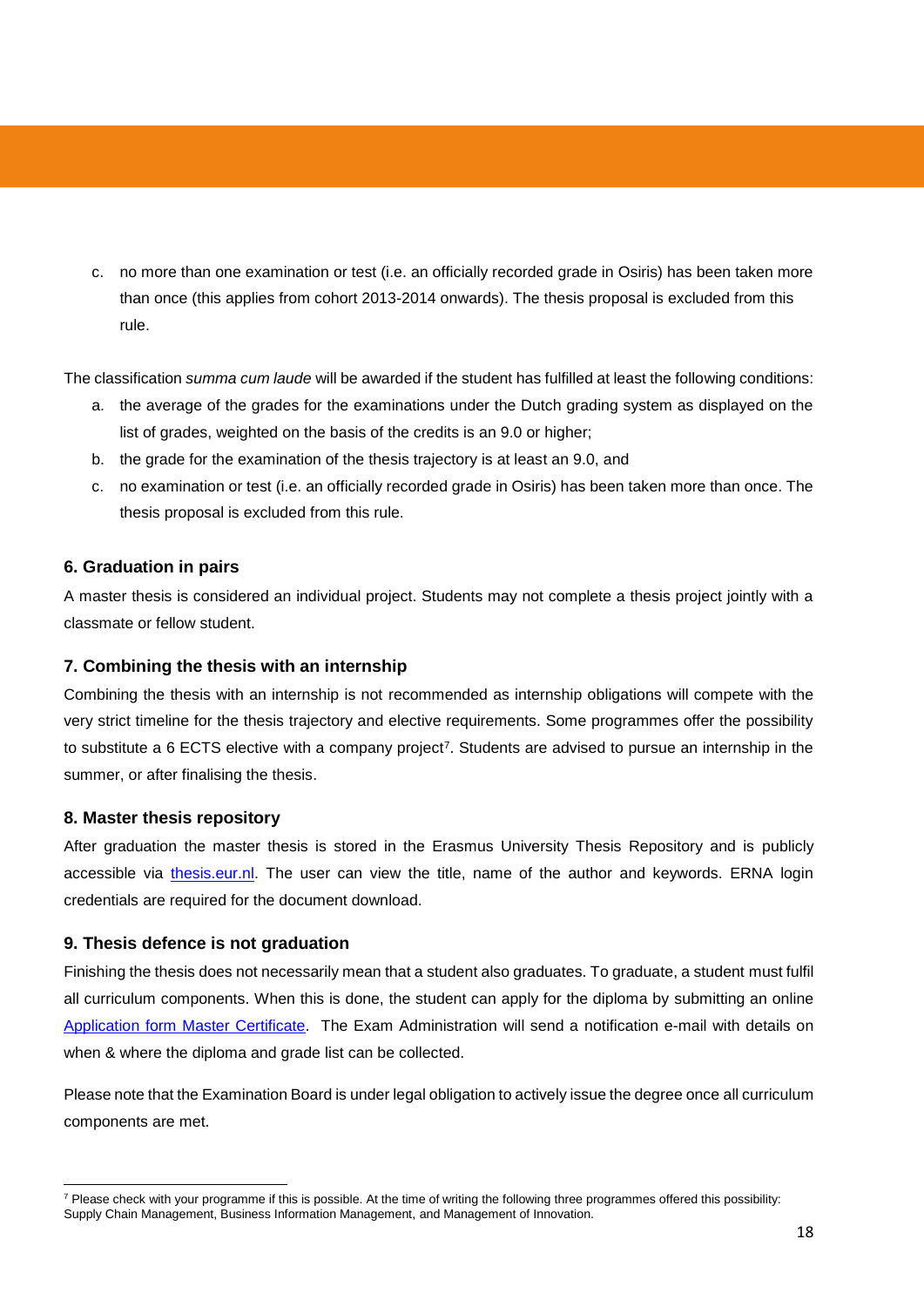c. no more than one examination or test (i.e. an officially recorded grade in Osiris) has been taken more than once (this applies from cohort 2013-2014 onwards). The thesis proposal is excluded from this rule.

The classification *summa cum laude* will be awarded if the student has fulfilled at least the following conditions:

a. the average of the grades for the examinations under the Dutch grading system as displayed on the list of grades, weighted on the basis of the credits is an 9.0 or higher;
b. the grade for the examination of the thesis trajectory is at least an 9.0, and
c. no examination or test (i.e. an officially recorded grade in Osiris) has been taken more than once. The thesis proposal is excluded from this rule.

### 6. Graduation in pairs

A master thesis is considered an individual project. Students may not complete a thesis project jointly with a classmate or fellow student.

### 7. Combining the thesis with an internship

Combining the thesis with an internship is not recommended as internship obligations will compete with the very strict timeline for the thesis trajectory and elective requirements. Some programmes offer the possibility to substitute a 6 ECTS elective with a company project[7]. Students are advised to pursue an internship in the summer, or after finalising the thesis.

### 8. Master thesis repository

After graduation the master thesis is stored in the Erasmus University Thesis Repository and is publicly accessible via [thesis.eur.nl](thesis.eur.nl). The user can view the title, name of the author and keywords. ERNA login credentials are required for the document download.

### 9. Thesis defence is not graduation

Finishing the thesis does not necessarily mean that a student also graduates. To graduate, a student must fulfil all curriculum components. When this is done, the student can apply for the diploma by submitting an online [Application form Master Certificate](). The Exam Administration will send a notification e-mail with details on when & where the diploma and grade list can be collected.

Please note that the Examination Board is under legal obligation to actively issue the degree once all curriculum components are met.

---

[7] Please check with your programme if this is possible. At the time of writing the following three programmes offered this possibility: Supply Chain Management, Business Information Management, and Management of Innovation.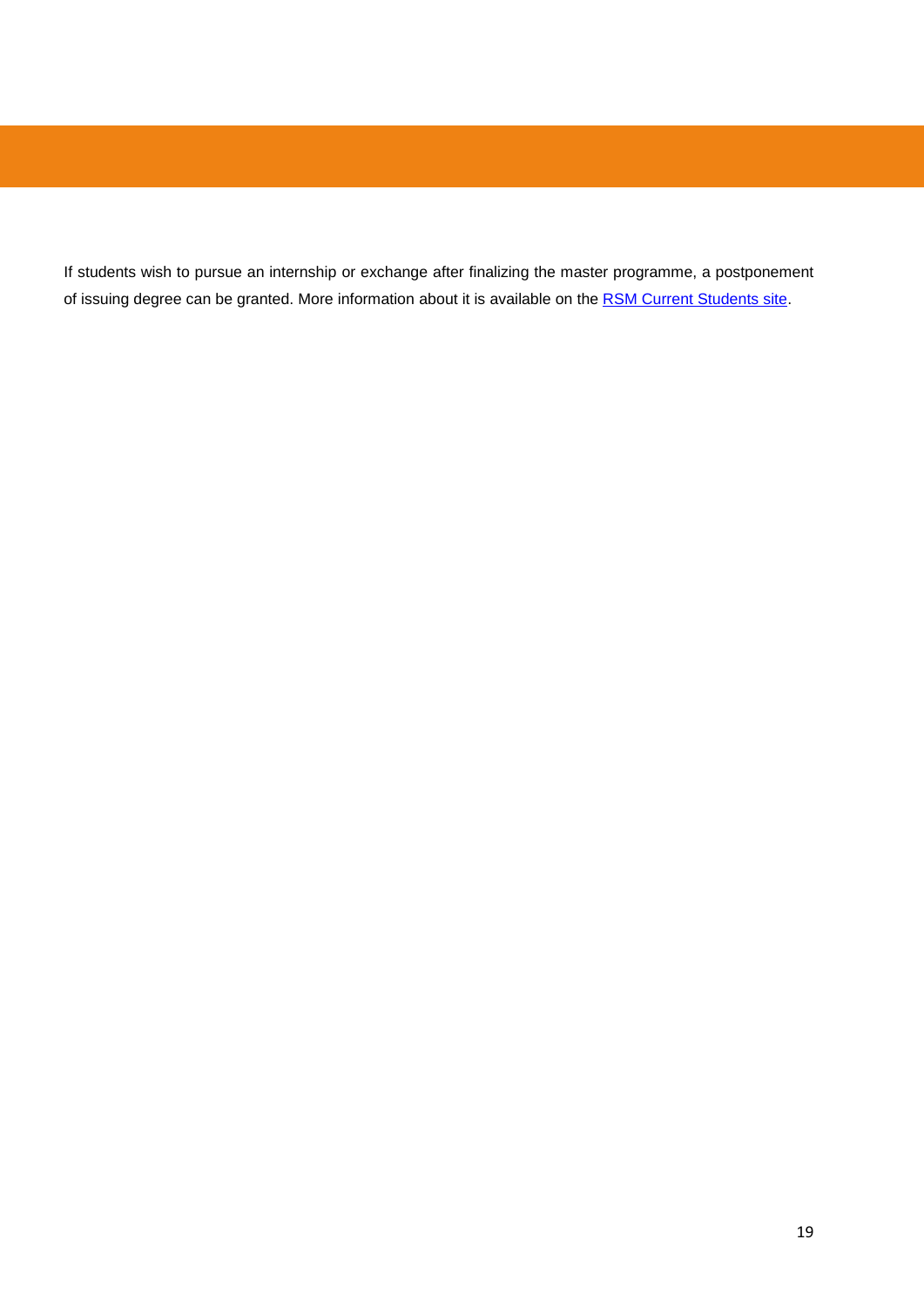If students wish to pursue an internship or exchange after finalizing the master programme, a postponement of issuing degree can be granted. More information about it is available on the RSM Current Students site.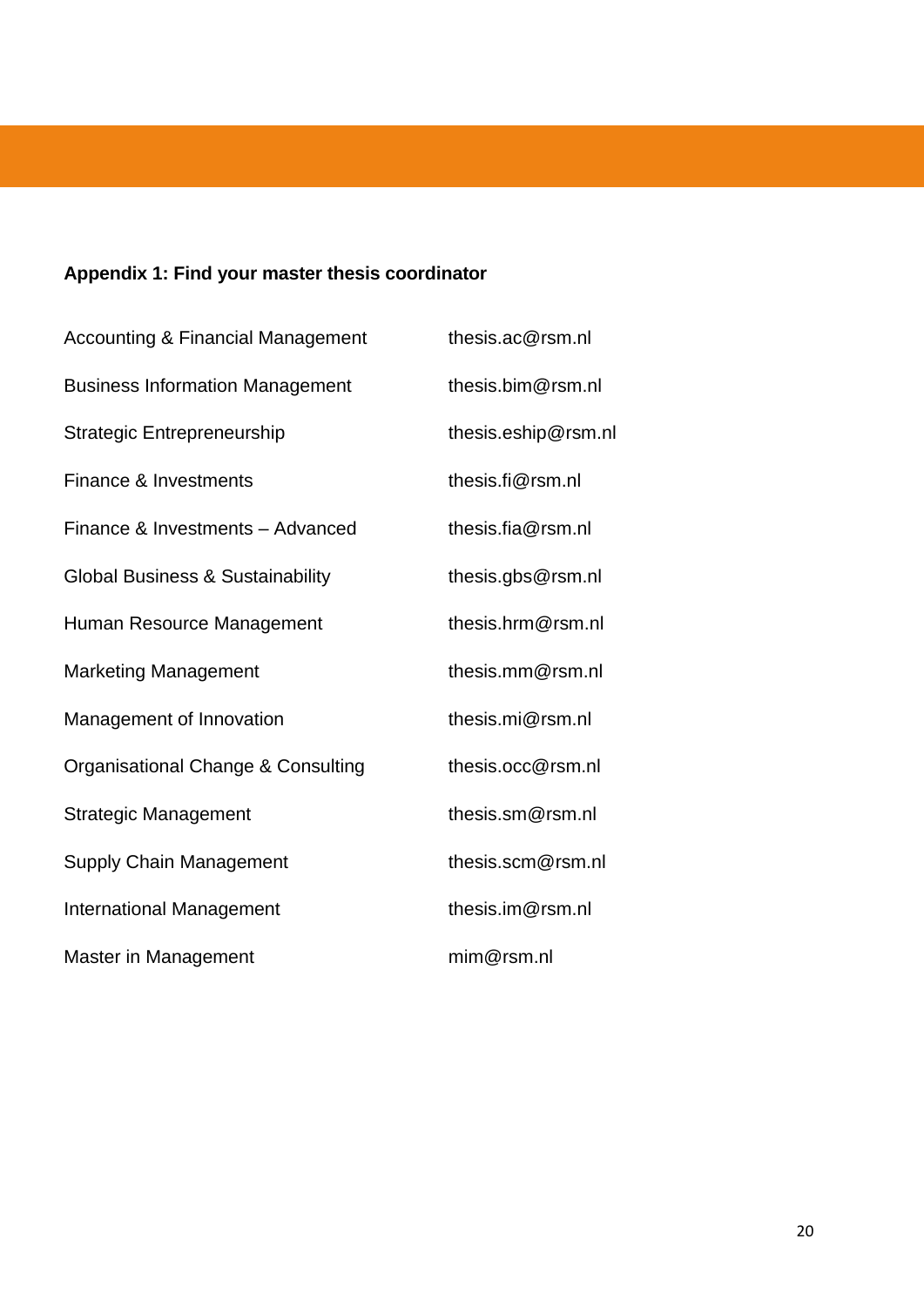### Appendix 1: Find your master thesis coordinator

| | |
|---|---|
| Accounting & Financial Management | thesis.ac@rsm.nl |
| Business Information Management | thesis.bim@rsm.nl |
| Strategic Entrepreneurship | thesis.eship@rsm.nl |
| Finance & Investments | thesis.fi@rsm.nl |
| Finance & Investments – Advanced | thesis.fia@rsm.nl |
| Global Business & Sustainability | thesis.gbs@rsm.nl |
| Human Resource Management | thesis.hrm@rsm.nl |
| Marketing Management | thesis.mm@rsm.nl |
| Management of Innovation | thesis.mi@rsm.nl |
| Organisational Change & Consulting | thesis.occ@rsm.nl |
| Strategic Management | thesis.sm@rsm.nl |
| Supply Chain Management | thesis.scm@rsm.nl |
| International Management | thesis.im@rsm.nl |
| Master in Management | mim@rsm.nl |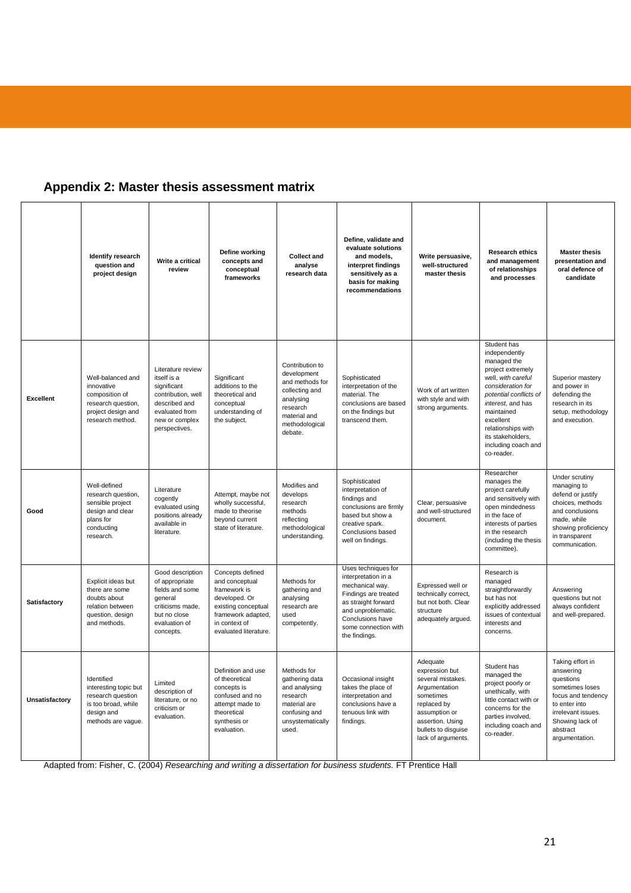## Appendix 2: Master thesis assessment matrix

| | Identify research question and project design | Write a critical review | Define working concepts and conceptual frameworks | Collect and analyse research data | Define, validate and evaluate solutions and models, interpret findings sensitively as a basis for making recommendations | Write persuasive, well-structured master thesis | Research ethics and management of relationships and processes | Master thesis presentation and oral defence of candidate |
|---|---|---|---|---|---|---|---|---|
| **Excellent** | Well-balanced and innovative composition of research question, project design and research method. | Literature review itself is a significant contribution, well described and evaluated from new or complex perspectives. | Significant additions to the theoretical and conceptual understanding of the subject. | Contribution to development and methods for collecting and analysing research material and methodological debate. | Sophisticated interpretation of the material. The conclusions are based on the findings but transcend them. | Work of art written with style and with strong arguments. | Student has independently managed the project extremely well, *with careful consideration for potential conflicts of interest*, and has maintained excellent relationships with its stakeholders, including coach and co-reader. | Superior mastery and power in defending the research in its setup, methodology and execution. |
| **Good** | Well-defined research question, sensible project design and clear plans for conducting research. | Literature cogently evaluated using positions already available in literature. | Attempt, maybe not wholly successful, made to theorise beyond current state of literature. | Modifies and develops research methods reflecting methodological understanding. | Sophisticated interpretation of findings and conclusions are firmly based but show a creative spark. Conclusions based well on findings. | Clear, persuasive and well-structured document. | Researcher manages the project carefully and sensitively with open mindedness in the face of interests of parties in the research (including the thesis committee). | Under scrutiny managing to defend or justify choices, methods and conclusions made, while showing proficiency in transparent communication. |
| **Satisfactory** | Explicit ideas but there are some doubts about relation between question, design and methods. | Good description of appropriate fields and some general criticisms made, but no close evaluation of concepts. | Concepts defined and conceptual framework is developed. Or existing conceptual framework adapted, in context of evaluated literature. | Methods for gathering and analysing research are used competently. | Uses techniques for interpretation in a mechanical way. Findings are treated as straight forward and unproblematic. Conclusions have some connection with the findings. | Expressed well or technically correct, but not both. Clear structure adequately argued. | Research is managed straightforwardly but has not explicitly addressed issues of contextual interests and concerns. | Answering questions but not always confident and well-prepared. |
| **Unsatisfactory** | Identified interesting topic but research question is too broad, while design and methods are vague. | Limited description of literature, or no criticism or evaluation. | Definition and use of theoretical concepts is confused and no attempt made to theoretical synthesis or evaluation. | Methods for gathering data and analysing research material are confusing and unsystematically used. | Occasional insight takes the place of interpretation and conclusions have a tenuous link with findings. | Adequate expression but several mistakes. Argumentation sometimes replaced by assumption or assertion. Using bullets to disguise lack of arguments. | Student has managed the project poorly or unethically, with little contact with or concerns for the parties involved, including coach and co-reader. | Taking effort in answering questions sometimes loses focus and tendency to enter into irrelevant issues. Showing lack of abstract argumentation. |

Adapted from: Fisher, C. (2004) *Researching and writing a dissertation for business students.* FT Prentice Hall